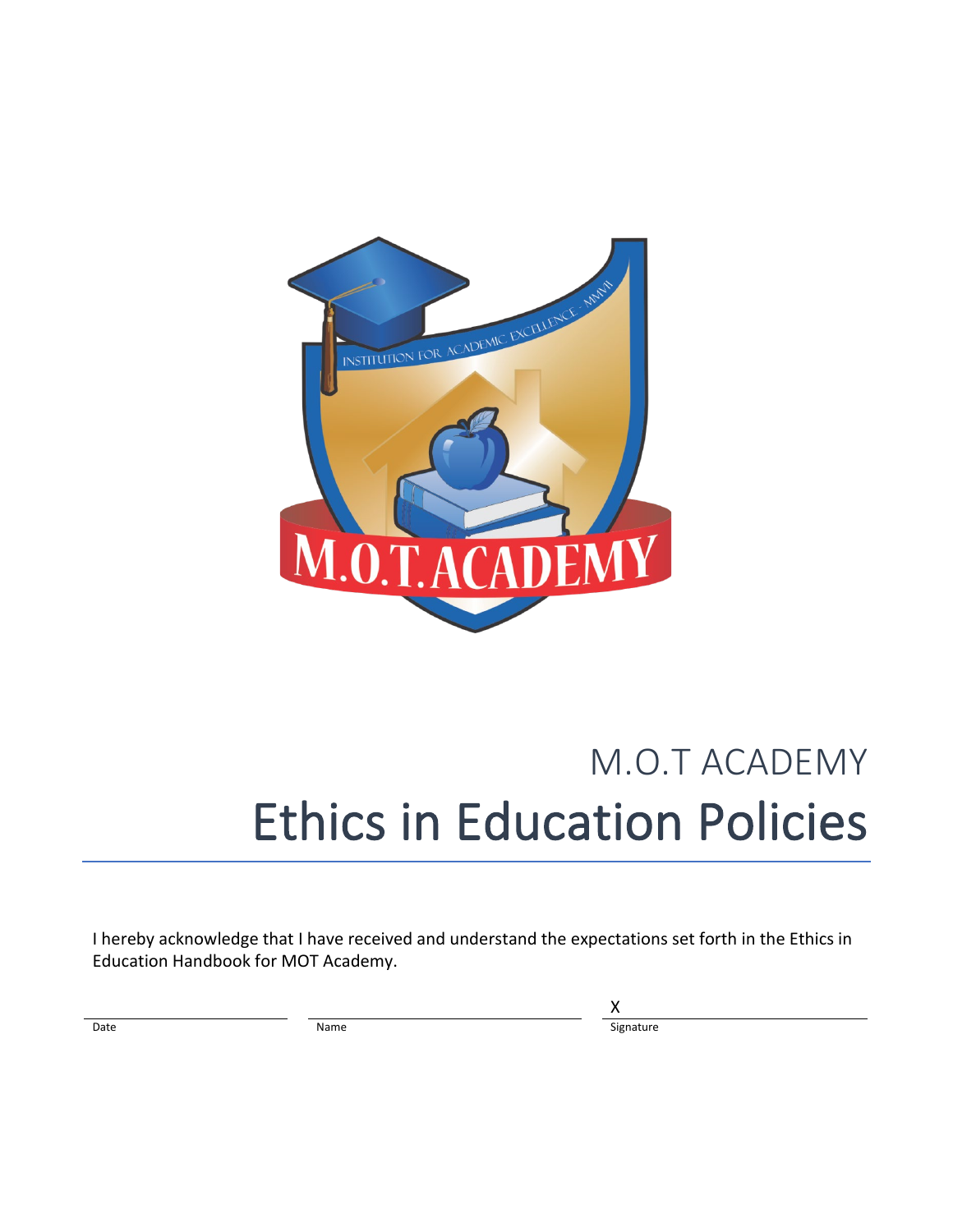M.O.T ACADEMY

# Ethics in Education Policies

I hereby acknowledge that I have received and understand the expectations set forth in the Ethics in Education Handbook for MOT Academy.

| Date | Name | X<br>Signature |
|---|---|---|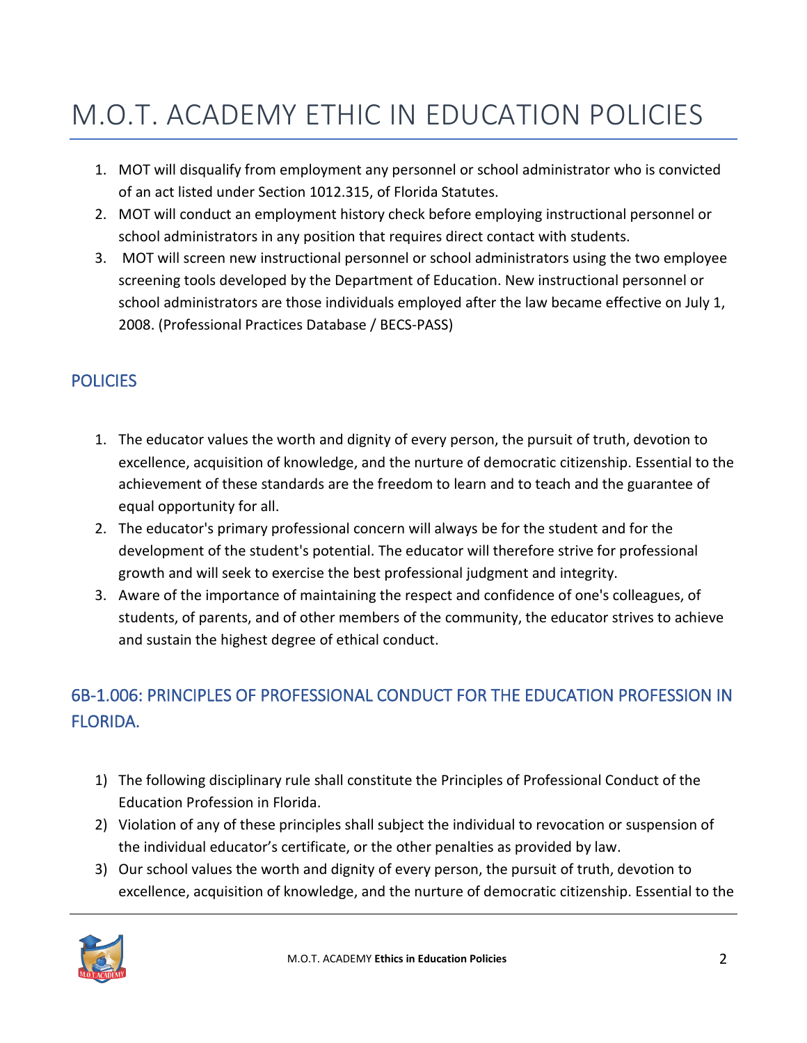# M.O.T. ACADEMY ETHIC IN EDUCATION POLICIES

1. MOT will disqualify from employment any personnel or school administrator who is convicted of an act listed under Section 1012.315, of Florida Statutes.
2. MOT will conduct an employment history check before employing instructional personnel or school administrators in any position that requires direct contact with students.
3. MOT will screen new instructional personnel or school administrators using the two employee screening tools developed by the Department of Education. New instructional personnel or school administrators are those individuals employed after the law became effective on July 1, 2008. (Professional Practices Database / BECS-PASS)

## POLICIES

1. The educator values the worth and dignity of every person, the pursuit of truth, devotion to excellence, acquisition of knowledge, and the nurture of democratic citizenship. Essential to the achievement of these standards are the freedom to learn and to teach and the guarantee of equal opportunity for all.
2. The educator's primary professional concern will always be for the student and for the development of the student's potential. The educator will therefore strive for professional growth and will seek to exercise the best professional judgment and integrity.
3. Aware of the importance of maintaining the respect and confidence of one's colleagues, of students, of parents, and of other members of the community, the educator strives to achieve and sustain the highest degree of ethical conduct.

## 6B-1.006: PRINCIPLES OF PROFESSIONAL CONDUCT FOR THE EDUCATION PROFESSION IN FLORIDA.

1) The following disciplinary rule shall constitute the Principles of Professional Conduct of the Education Profession in Florida.
2) Violation of any of these principles shall subject the individual to revocation or suspension of the individual educator's certificate, or the other penalties as provided by law.
3) Our school values the worth and dignity of every person, the pursuit of truth, devotion to excellence, acquisition of knowledge, and the nurture of democratic citizenship. Essential to the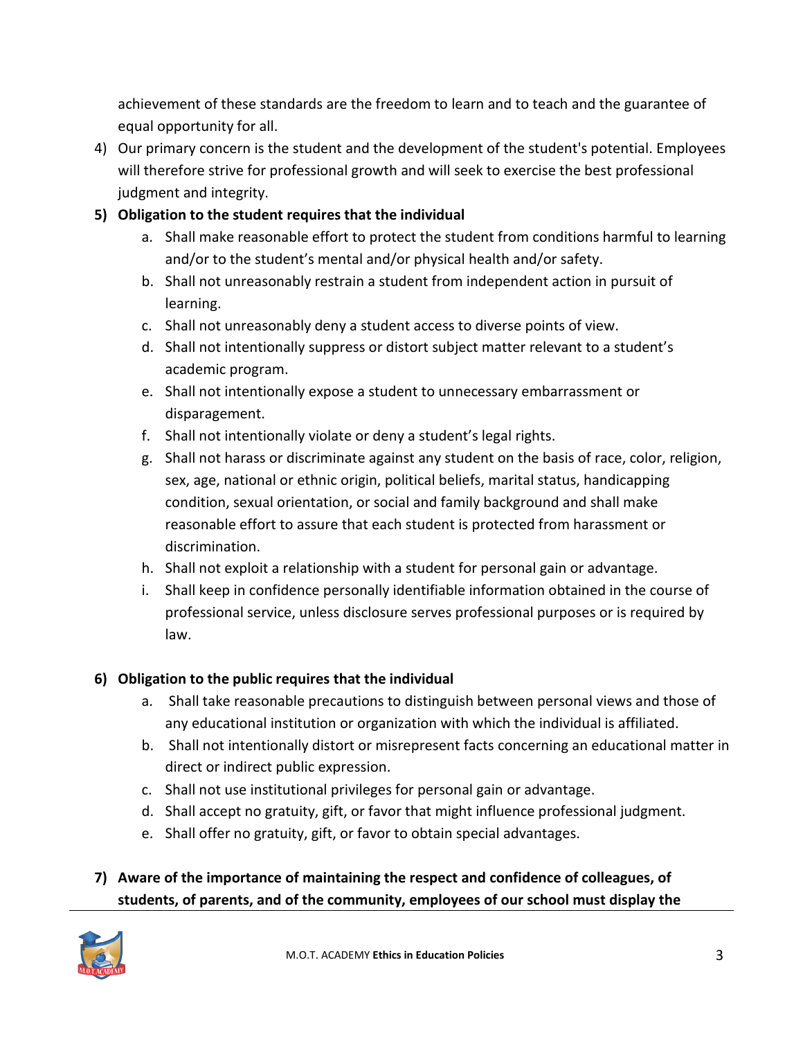achievement of these standards are the freedom to learn and to teach and the guarantee of equal opportunity for all.

4) Our primary concern is the student and the development of the student's potential. Employees will therefore strive for professional growth and will seek to exercise the best professional judgment and integrity.

5) **Obligation to the student requires that the individual**
   a. Shall make reasonable effort to protect the student from conditions harmful to learning and/or to the student's mental and/or physical health and/or safety.
   b. Shall not unreasonably restrain a student from independent action in pursuit of learning.
   c. Shall not unreasonably deny a student access to diverse points of view.
   d. Shall not intentionally suppress or distort subject matter relevant to a student's academic program.
   e. Shall not intentionally expose a student to unnecessary embarrassment or disparagement.
   f. Shall not intentionally violate or deny a student's legal rights.
   g. Shall not harass or discriminate against any student on the basis of race, color, religion, sex, age, national or ethnic origin, political beliefs, marital status, handicapping condition, sexual orientation, or social and family background and shall make reasonable effort to assure that each student is protected from harassment or discrimination.
   h. Shall not exploit a relationship with a student for personal gain or advantage.
   i. Shall keep in confidence personally identifiable information obtained in the course of professional service, unless disclosure serves professional purposes or is required by law.

6) **Obligation to the public requires that the individual**
   a. Shall take reasonable precautions to distinguish between personal views and those of any educational institution or organization with which the individual is affiliated.
   b. Shall not intentionally distort or misrepresent facts concerning an educational matter in direct or indirect public expression.
   c. Shall not use institutional privileges for personal gain or advantage.
   d. Shall accept no gratuity, gift, or favor that might influence professional judgment.
   e. Shall offer no gratuity, gift, or favor to obtain special advantages.

7) **Aware of the importance of maintaining the respect and confidence of colleagues, of students, of parents, and of the community, employees of our school must display the**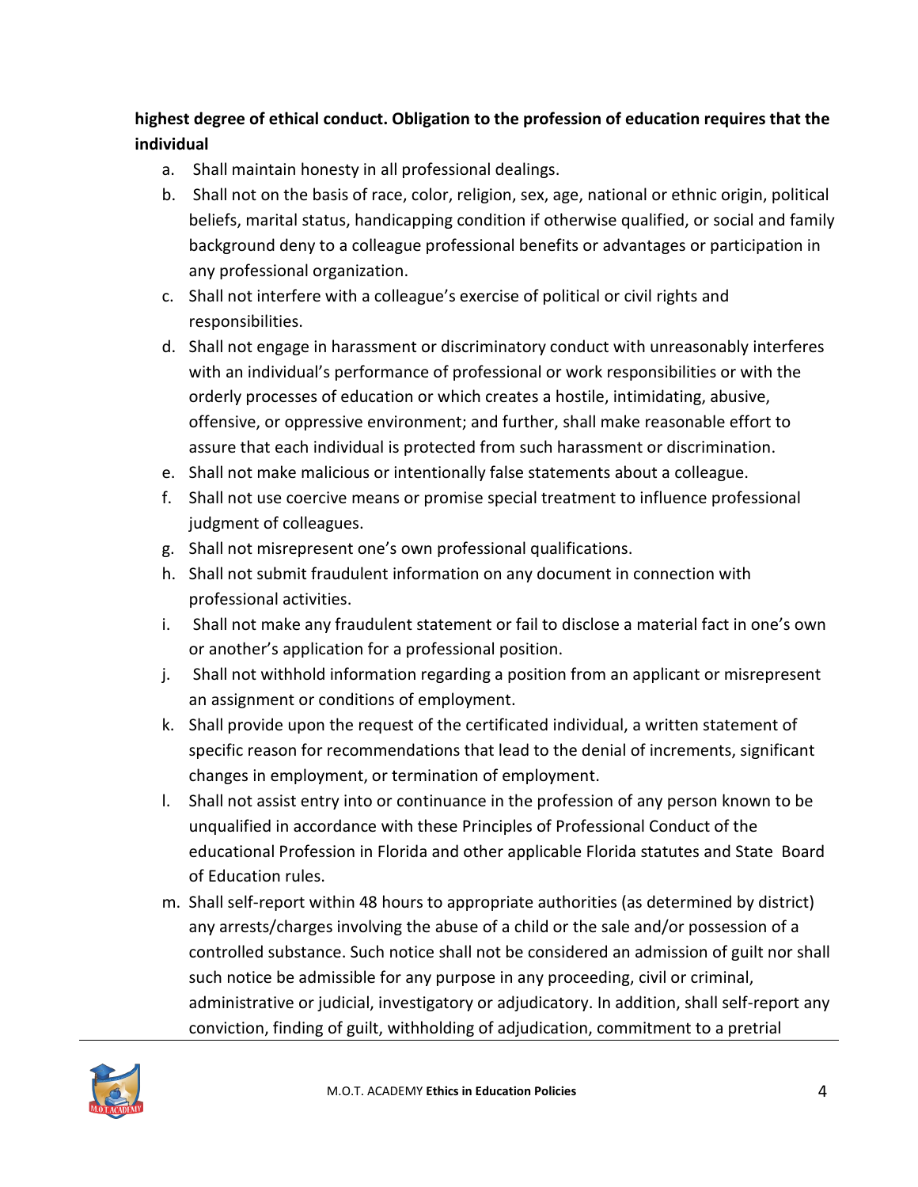**highest degree of ethical conduct. Obligation to the profession of education requires that the individual**

a. Shall maintain honesty in all professional dealings.
b. Shall not on the basis of race, color, religion, sex, age, national or ethnic origin, political beliefs, marital status, handicapping condition if otherwise qualified, or social and family background deny to a colleague professional benefits or advantages or participation in any professional organization.
c. Shall not interfere with a colleague's exercise of political or civil rights and responsibilities.
d. Shall not engage in harassment or discriminatory conduct with unreasonably interferes with an individual's performance of professional or work responsibilities or with the orderly processes of education or which creates a hostile, intimidating, abusive, offensive, or oppressive environment; and further, shall make reasonable effort to assure that each individual is protected from such harassment or discrimination.
e. Shall not make malicious or intentionally false statements about a colleague.
f. Shall not use coercive means or promise special treatment to influence professional judgment of colleagues.
g. Shall not misrepresent one's own professional qualifications.
h. Shall not submit fraudulent information on any document in connection with professional activities.
i. Shall not make any fraudulent statement or fail to disclose a material fact in one's own or another's application for a professional position.
j. Shall not withhold information regarding a position from an applicant or misrepresent an assignment or conditions of employment.
k. Shall provide upon the request of the certificated individual, a written statement of specific reason for recommendations that lead to the denial of increments, significant changes in employment, or termination of employment.
l. Shall not assist entry into or continuance in the profession of any person known to be unqualified in accordance with these Principles of Professional Conduct of the educational Profession in Florida and other applicable Florida statutes and State Board of Education rules.
m. Shall self-report within 48 hours to appropriate authorities (as determined by district) any arrests/charges involving the abuse of a child or the sale and/or possession of a controlled substance. Such notice shall not be considered an admission of guilt nor shall such notice be admissible for any purpose in any proceeding, civil or criminal, administrative or judicial, investigatory or adjudicatory. In addition, shall self-report any conviction, finding of guilt, withholding of adjudication, commitment to a pretrial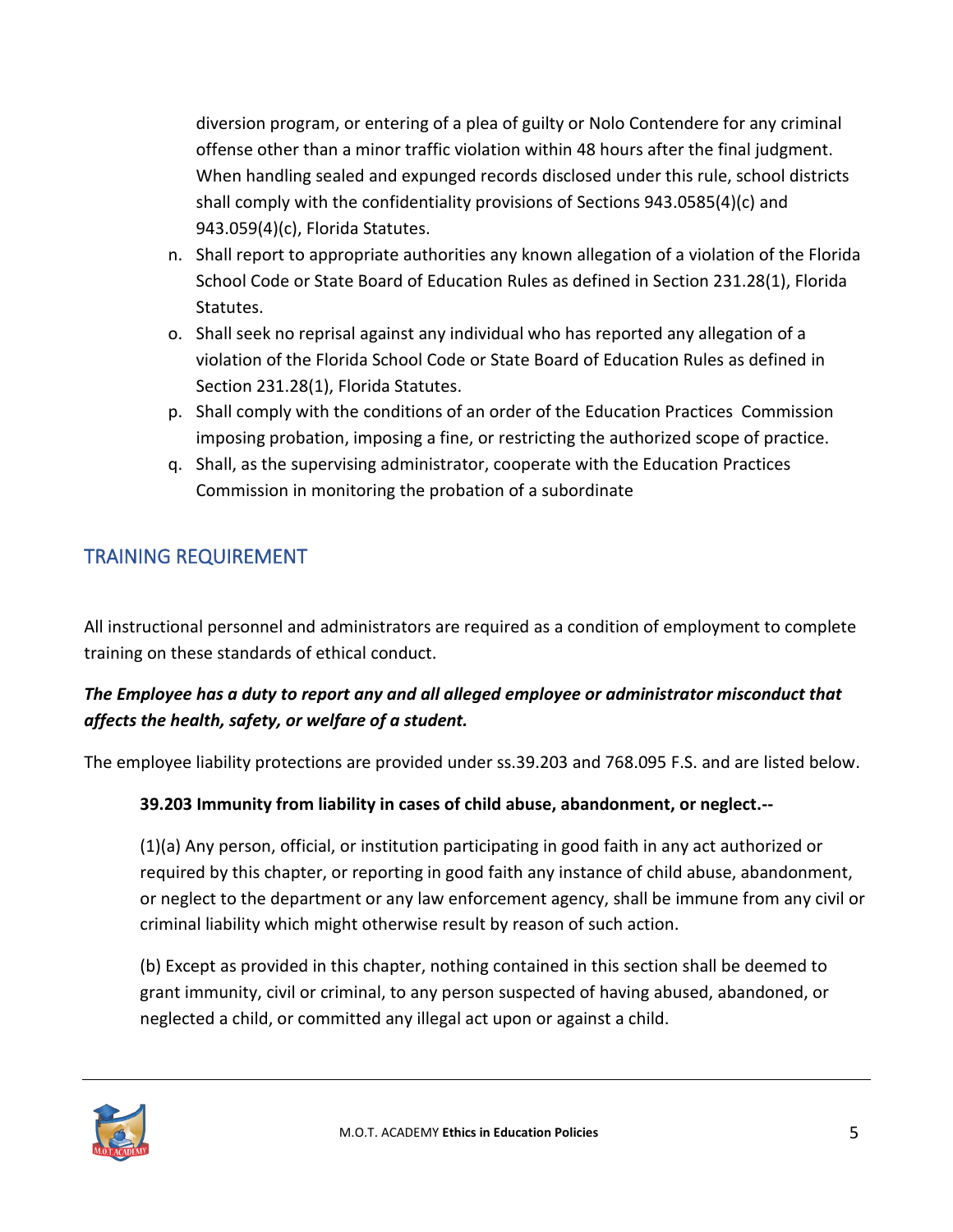diversion program, or entering of a plea of guilty or Nolo Contendere for any criminal offense other than a minor traffic violation within 48 hours after the final judgment. When handling sealed and expunged records disclosed under this rule, school districts shall comply with the confidentiality provisions of Sections 943.0585(4)(c) and 943.059(4)(c), Florida Statutes.

n. Shall report to appropriate authorities any known allegation of a violation of the Florida School Code or State Board of Education Rules as defined in Section 231.28(1), Florida Statutes.
o. Shall seek no reprisal against any individual who has reported any allegation of a violation of the Florida School Code or State Board of Education Rules as defined in Section 231.28(1), Florida Statutes.
p. Shall comply with the conditions of an order of the Education Practices Commission imposing probation, imposing a fine, or restricting the authorized scope of practice.
q. Shall, as the supervising administrator, cooperate with the Education Practices Commission in monitoring the probation of a subordinate

## TRAINING REQUIREMENT

All instructional personnel and administrators are required as a condition of employment to complete training on these standards of ethical conduct.

***The Employee has a duty to report any and all alleged employee or administrator misconduct that affects the health, safety, or welfare of a student.***

The employee liability protections are provided under ss.39.203 and 768.095 F.S. and are listed below.

**39.203 Immunity from liability in cases of child abuse, abandonment, or neglect.--**

(1)(a) Any person, official, or institution participating in good faith in any act authorized or required by this chapter, or reporting in good faith any instance of child abuse, abandonment, or neglect to the department or any law enforcement agency, shall be immune from any civil or criminal liability which might otherwise result by reason of such action.

(b) Except as provided in this chapter, nothing contained in this section shall be deemed to grant immunity, civil or criminal, to any person suspected of having abused, abandoned, or neglected a child, or committed any illegal act upon or against a child.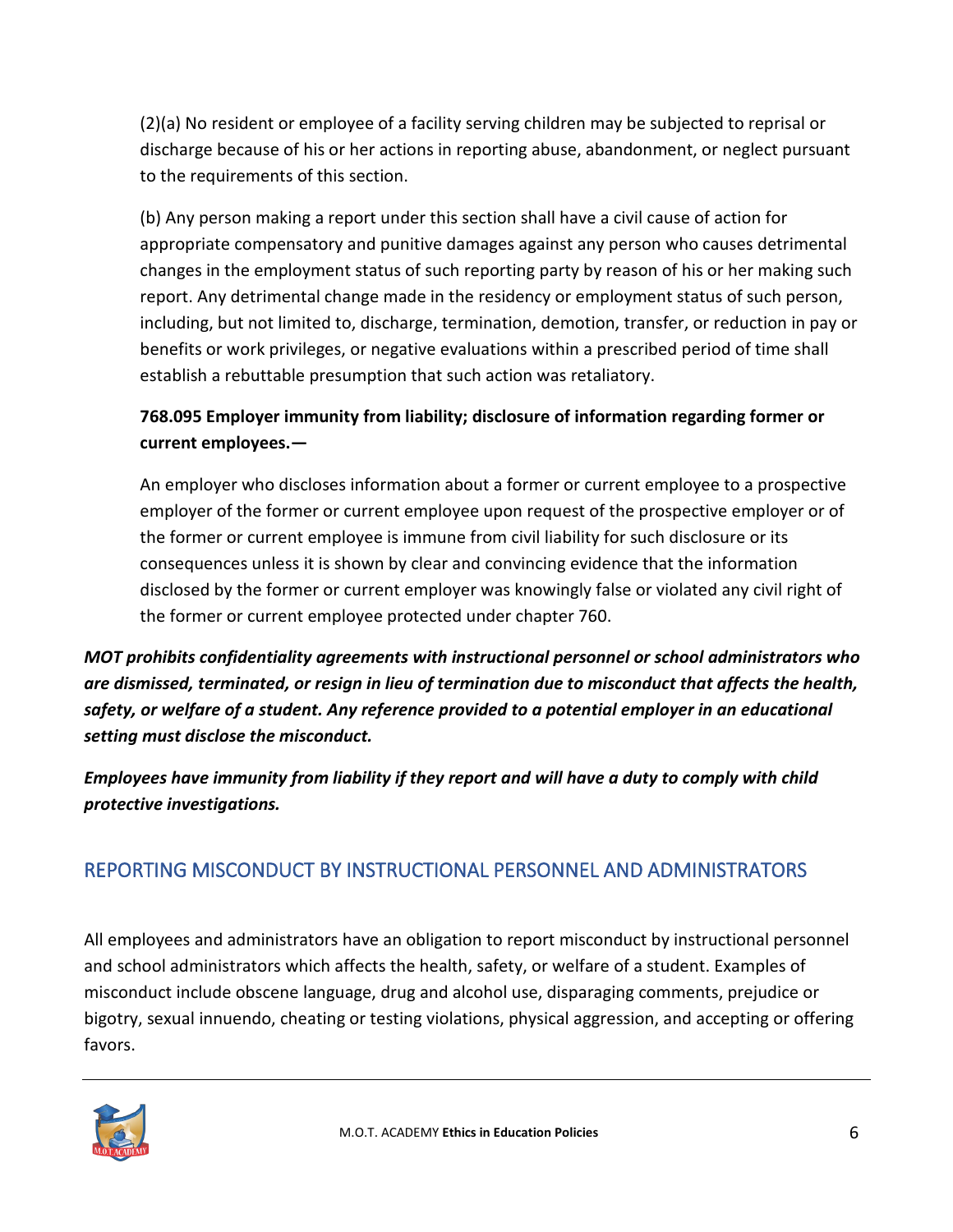(2)(a) No resident or employee of a facility serving children may be subjected to reprisal or discharge because of his or her actions in reporting abuse, abandonment, or neglect pursuant to the requirements of this section.

(b) Any person making a report under this section shall have a civil cause of action for appropriate compensatory and punitive damages against any person who causes detrimental changes in the employment status of such reporting party by reason of his or her making such report. Any detrimental change made in the residency or employment status of such person, including, but not limited to, discharge, termination, demotion, transfer, or reduction in pay or benefits or work privileges, or negative evaluations within a prescribed period of time shall establish a rebuttable presumption that such action was retaliatory.

**768.095 Employer immunity from liability; disclosure of information regarding former or current employees.—**

An employer who discloses information about a former or current employee to a prospective employer of the former or current employee upon request of the prospective employer or of the former or current employee is immune from civil liability for such disclosure or its consequences unless it is shown by clear and convincing evidence that the information disclosed by the former or current employer was knowingly false or violated any civil right of the former or current employee protected under chapter 760.

***MOT prohibits confidentiality agreements with instructional personnel or school administrators who are dismissed, terminated, or resign in lieu of termination due to misconduct that affects the health, safety, or welfare of a student. Any reference provided to a potential employer in an educational setting must disclose the misconduct.***

***Employees have immunity from liability if they report and will have a duty to comply with child protective investigations.***

## REPORTING MISCONDUCT BY INSTRUCTIONAL PERSONNEL AND ADMINISTRATORS

All employees and administrators have an obligation to report misconduct by instructional personnel and school administrators which affects the health, safety, or welfare of a student. Examples of misconduct include obscene language, drug and alcohol use, disparaging comments, prejudice or bigotry, sexual innuendo, cheating or testing violations, physical aggression, and accepting or offering favors.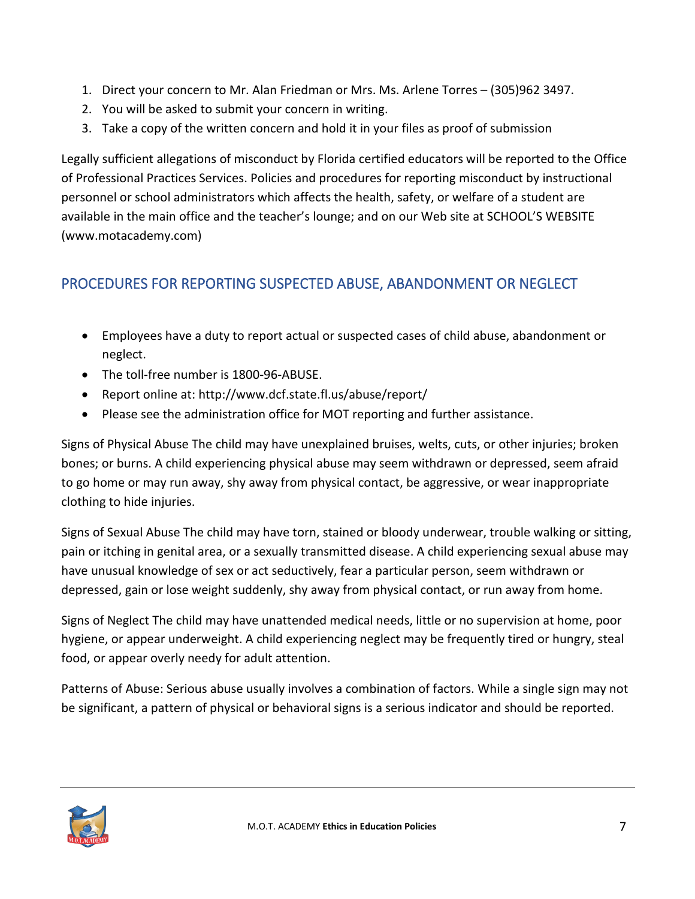1. Direct your concern to Mr. Alan Friedman or Mrs. Ms. Arlene Torres – (305)962 3497.
2. You will be asked to submit your concern in writing.
3. Take a copy of the written concern and hold it in your files as proof of submission

Legally sufficient allegations of misconduct by Florida certified educators will be reported to the Office of Professional Practices Services. Policies and procedures for reporting misconduct by instructional personnel or school administrators which affects the health, safety, or welfare of a student are available in the main office and the teacher's lounge; and on our Web site at SCHOOL'S WEBSITE (www.motacademy.com)

## PROCEDURES FOR REPORTING SUSPECTED ABUSE, ABANDONMENT OR NEGLECT

- Employees have a duty to report actual or suspected cases of child abuse, abandonment or neglect.
- The toll-free number is 1800-96-ABUSE.
- Report online at: http://www.dcf.state.fl.us/abuse/report/
- Please see the administration office for MOT reporting and further assistance.

Signs of Physical Abuse The child may have unexplained bruises, welts, cuts, or other injuries; broken bones; or burns. A child experiencing physical abuse may seem withdrawn or depressed, seem afraid to go home or may run away, shy away from physical contact, be aggressive, or wear inappropriate clothing to hide injuries.

Signs of Sexual Abuse The child may have torn, stained or bloody underwear, trouble walking or sitting, pain or itching in genital area, or a sexually transmitted disease. A child experiencing sexual abuse may have unusual knowledge of sex or act seductively, fear a particular person, seem withdrawn or depressed, gain or lose weight suddenly, shy away from physical contact, or run away from home.

Signs of Neglect The child may have unattended medical needs, little or no supervision at home, poor hygiene, or appear underweight. A child experiencing neglect may be frequently tired or hungry, steal food, or appear overly needy for adult attention.

Patterns of Abuse: Serious abuse usually involves a combination of factors. While a single sign may not be significant, a pattern of physical or behavioral signs is a serious indicator and should be reported.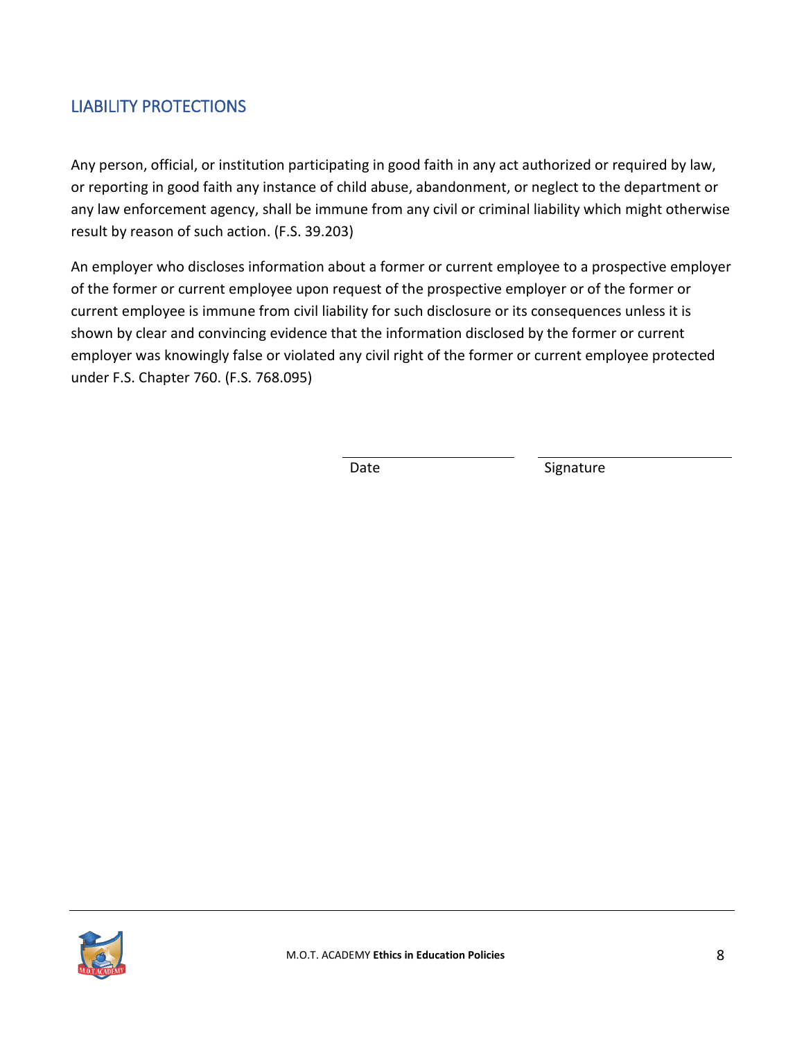## LIABILITY PROTECTIONS

Any person, official, or institution participating in good faith in any act authorized or required by law, or reporting in good faith any instance of child abuse, abandonment, or neglect to the department or any law enforcement agency, shall be immune from any civil or criminal liability which might otherwise result by reason of such action. (F.S. 39.203)

An employer who discloses information about a former or current employee to a prospective employer of the former or current employee upon request of the prospective employer or of the former or current employee is immune from civil liability for such disclosure or its consequences unless it is shown by clear and convincing evidence that the information disclosed by the former or current employer was knowingly false or violated any civil right of the former or current employee protected under F.S. Chapter 760. (F.S. 768.095)

Date ____________________ Signature ____________________